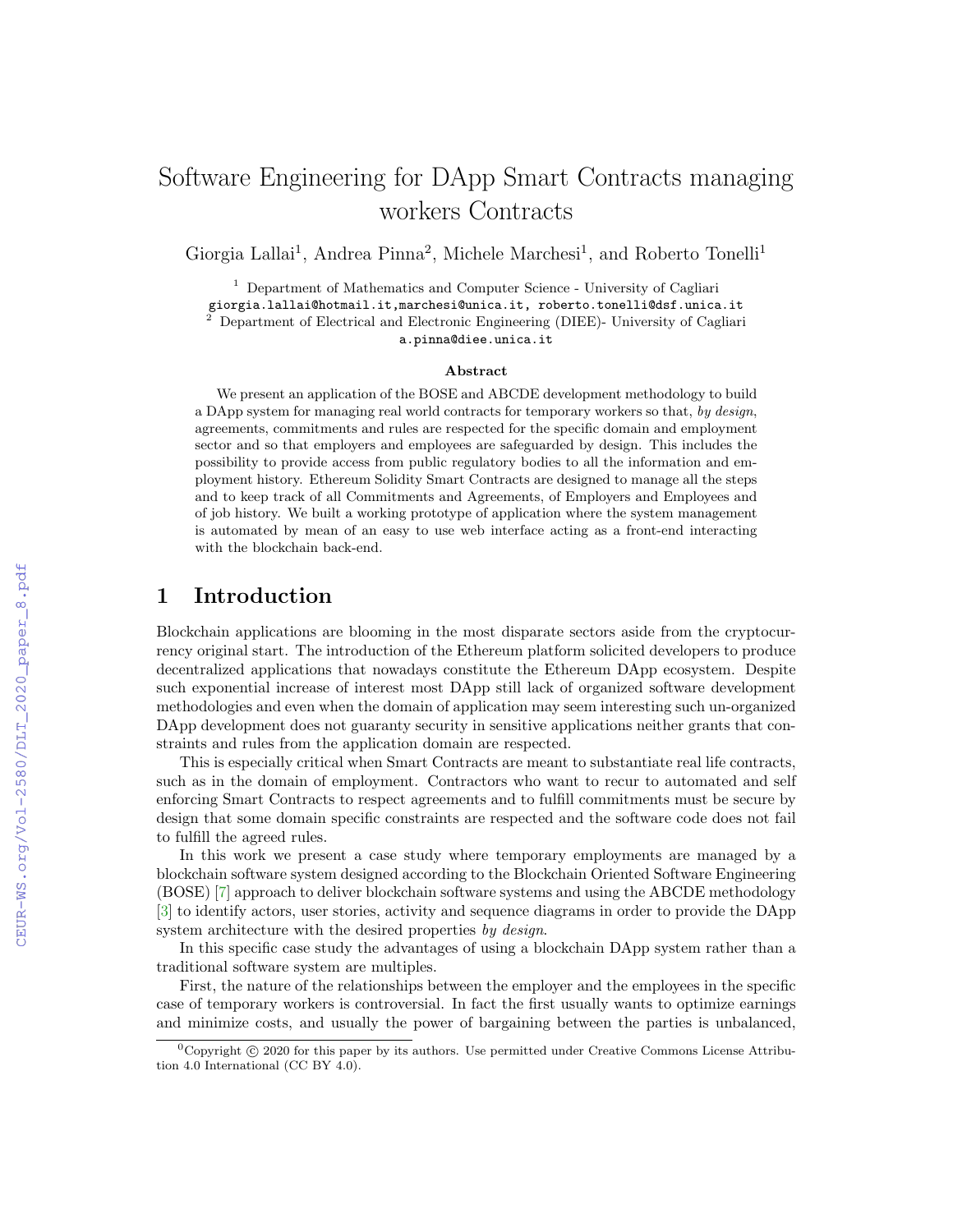# Software Engineering for DApp Smart Contracts managing workers Contracts

Giorgia Lallai[1], Andrea Pinna[2], Michele Marchesi[1], and Roberto Tonelli[1]

[1] Department of Mathematics and Computer Science - University of Cagliari
giorgia.lallai@hotmail.it,marchesi@unica.it, roberto.tonelli@dsf.unica.it
[2] Department of Electrical and Electronic Engineering (DIEE)- University of Cagliari
a.pinna@diee.unica.it

**Abstract**

We present an application of the BOSE and ABCDE development methodology to build a DApp system for managing real world contracts for temporary workers so that, *by design*, agreements, commitments and rules are respected for the specific domain and employment sector and so that employers and employees are safeguarded by design. This includes the possibility to provide access from public regulatory bodies to all the information and employment history. Ethereum Solidity Smart Contracts are designed to manage all the steps and to keep track of all Commitments and Agreements, of Employers and Employees and of job history. We built a working prototype of application where the system management is automated by mean of an easy to use web interface acting as a front-end interacting with the blockchain back-end.

## 1 Introduction

Blockchain applications are blooming in the most disparate sectors aside from the cryptocurrency original start. The introduction of the Ethereum platform solicited developers to produce decentralized applications that nowadays constitute the Ethereum DApp ecosystem. Despite such exponential increase of interest most DApp still lack of organized software development methodologies and even when the domain of application may seem interesting such un-organized DApp development does not guaranty security in sensitive applications neither grants that constraints and rules from the application domain are respected.

This is especially critical when Smart Contracts are meant to substantiate real life contracts, such as in the domain of employment. Contractors who want to recur to automated and self enforcing Smart Contracts to respect agreements and to fulfill commitments must be secure by design that some domain specific constraints are respected and the software code does not fail to fulfill the agreed rules.

In this work we present a case study where temporary employments are managed by a blockchain software system designed according to the Blockchain Oriented Software Engineering (BOSE) [7] approach to deliver blockchain software systems and using the ABCDE methodology [3] to identify actors, user stories, activity and sequence diagrams in order to provide the DApp system architecture with the desired properties *by design*.

In this specific case study the advantages of using a blockchain DApp system rather than a traditional software system are multiples.

First, the nature of the relationships between the employer and the employees in the specific case of temporary workers is controversial. In fact the first usually wants to optimize earnings and minimize costs, and usually the power of bargaining between the parties is unbalanced,

[0]Copyright © 2020 for this paper by its authors. Use permitted under Creative Commons License Attribution 4.0 International (CC BY 4.0).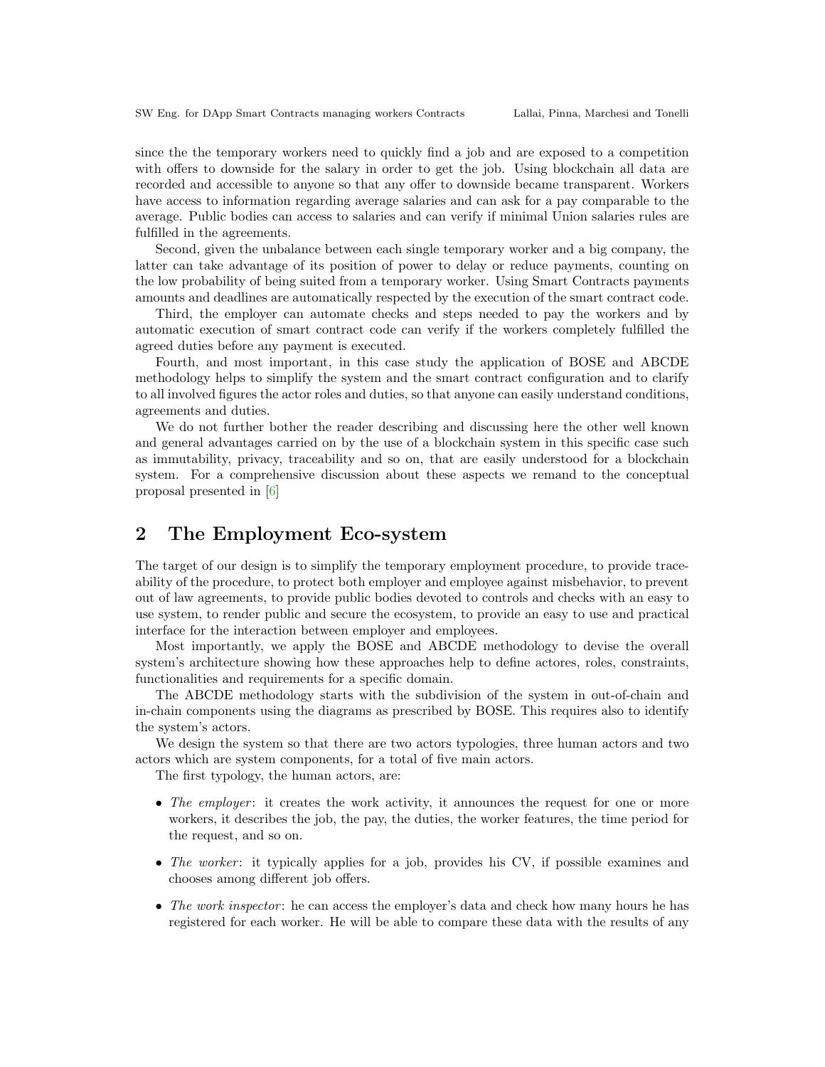since the the temporary workers need to quickly find a job and are exposed to a competition with offers to downside for the salary in order to get the job. Using blockchain all data are recorded and accessible to anyone so that any offer to downside became transparent. Workers have access to information regarding average salaries and can ask for a pay comparable to the average. Public bodies can access to salaries and can verify if minimal Union salaries rules are fulfilled in the agreements.

Second, given the unbalance between each single temporary worker and a big company, the latter can take advantage of its position of power to delay or reduce payments, counting on the low probability of being suited from a temporary worker. Using Smart Contracts payments amounts and deadlines are automatically respected by the execution of the smart contract code.

Third, the employer can automate checks and steps needed to pay the workers and by automatic execution of smart contract code can verify if the workers completely fulfilled the agreed duties before any payment is executed.

Fourth, and most important, in this case study the application of BOSE and ABCDE methodology helps to simplify the system and the smart contract configuration and to clarify to all involved figures the actor roles and duties, so that anyone can easily understand conditions, agreements and duties.

We do not further bother the reader describing and discussing here the other well known and general advantages carried on by the use of a blockchain system in this specific case such as immutability, privacy, traceability and so on, that are easily understood for a blockchain system. For a comprehensive discussion about these aspects we remand to the conceptual proposal presented in [6]

## 2 The Employment Eco-system

The target of our design is to simplify the temporary employment procedure, to provide traceability of the procedure, to protect both employer and employee against misbehavior, to prevent out of law agreements, to provide public bodies devoted to controls and checks with an easy to use system, to render public and secure the ecosystem, to provide an easy to use and practical interface for the interaction between employer and employees.

Most importantly, we apply the BOSE and ABCDE methodology to devise the overall system's architecture showing how these approaches help to define actores, roles, constraints, functionalities and requirements for a specific domain.

The ABCDE methodology starts with the subdivision of the system in out-of-chain and in-chain components using the diagrams as prescribed by BOSE. This requires also to identify the system's actors.

We design the system so that there are two actors typologies, three human actors and two actors which are system components, for a total of five main actors.

The first typology, the human actors, are:

- *The employer*: it creates the work activity, it announces the request for one or more workers, it describes the job, the pay, the duties, the worker features, the time period for the request, and so on.
- *The worker*: it typically applies for a job, provides his CV, if possible examines and chooses among different job offers.
- *The work inspector*: he can access the employer's data and check how many hours he has registered for each worker. He will be able to compare these data with the results of any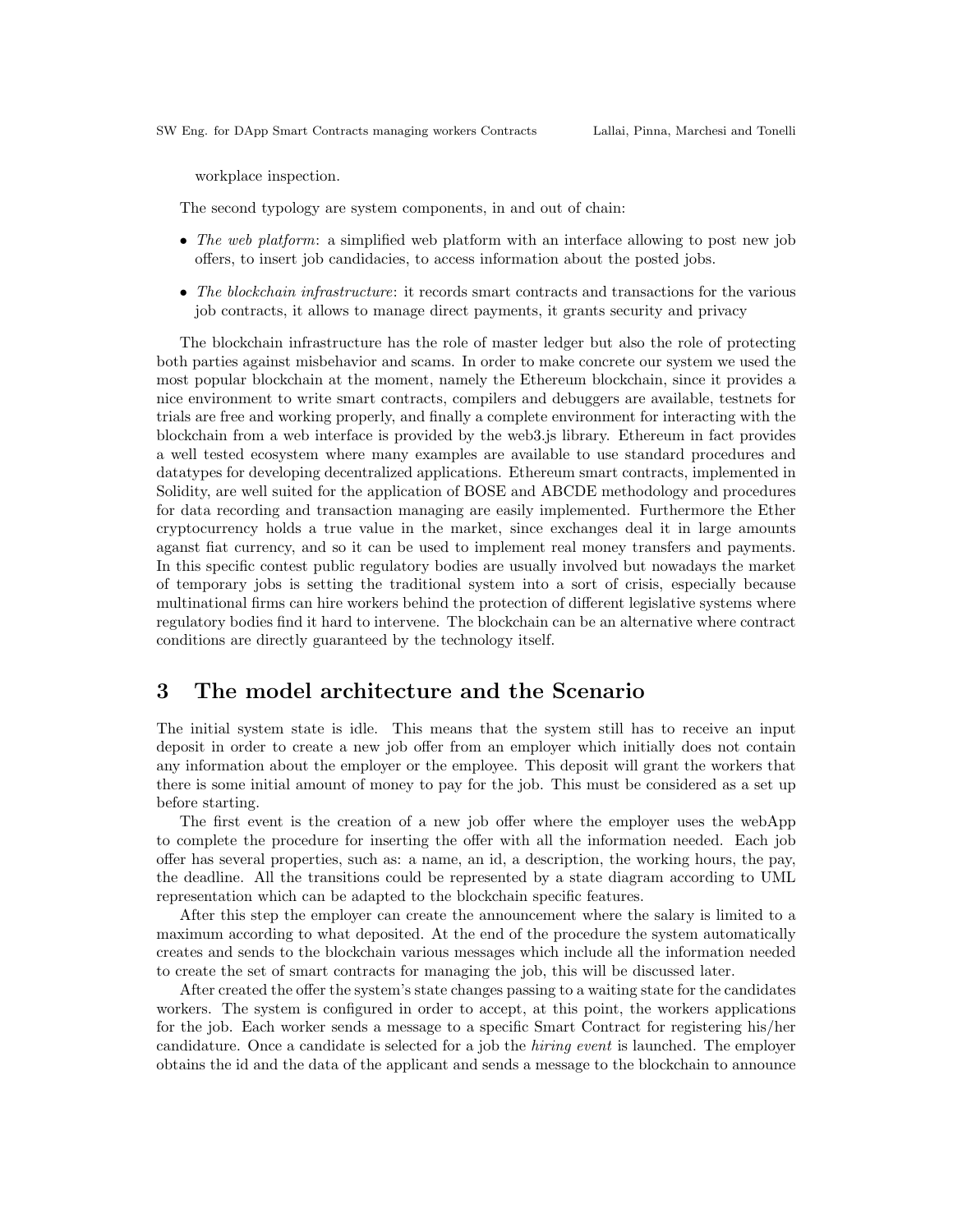workplace inspection.

The second typology are system components, in and out of chain:

- *The web platform*: a simplified web platform with an interface allowing to post new job offers, to insert job candidacies, to access information about the posted jobs.
- *The blockchain infrastructure*: it records smart contracts and transactions for the various job contracts, it allows to manage direct payments, it grants security and privacy

The blockchain infrastructure has the role of master ledger but also the role of protecting both parties against misbehavior and scams. In order to make concrete our system we used the most popular blockchain at the moment, namely the Ethereum blockchain, since it provides a nice environment to write smart contracts, compilers and debuggers are available, testnets for trials are free and working properly, and finally a complete environment for interacting with the blockchain from a web interface is provided by the web3.js library. Ethereum in fact provides a well tested ecosystem where many examples are available to use standard procedures and datatypes for developing decentralized applications. Ethereum smart contracts, implemented in Solidity, are well suited for the application of BOSE and ABCDE methodology and procedures for data recording and transaction managing are easily implemented. Furthermore the Ether cryptocurrency holds a true value in the market, since exchanges deal it in large amounts aganst fiat currency, and so it can be used to implement real money transfers and payments. In this specific contest public regulatory bodies are usually involved but nowadays the market of temporary jobs is setting the traditional system into a sort of crisis, especially because multinational firms can hire workers behind the protection of different legislative systems where regulatory bodies find it hard to intervene. The blockchain can be an alternative where contract conditions are directly guaranteed by the technology itself.

## 3 The model architecture and the Scenario

The initial system state is idle. This means that the system still has to receive an input deposit in order to create a new job offer from an employer which initially does not contain any information about the employer or the employee. This deposit will grant the workers that there is some initial amount of money to pay for the job. This must be considered as a set up before starting.

The first event is the creation of a new job offer where the employer uses the webApp to complete the procedure for inserting the offer with all the information needed. Each job offer has several properties, such as: a name, an id, a description, the working hours, the pay, the deadline. All the transitions could be represented by a state diagram according to UML representation which can be adapted to the blockchain specific features.

After this step the employer can create the announcement where the salary is limited to a maximum according to what deposited. At the end of the procedure the system automatically creates and sends to the blockchain various messages which include all the information needed to create the set of smart contracts for managing the job, this will be discussed later.

After created the offer the system's state changes passing to a waiting state for the candidates workers. The system is configured in order to accept, at this point, the workers applications for the job. Each worker sends a message to a specific Smart Contract for registering his/her candidature. Once a candidate is selected for a job the *hiring event* is launched. The employer obtains the id and the data of the applicant and sends a message to the blockchain to announce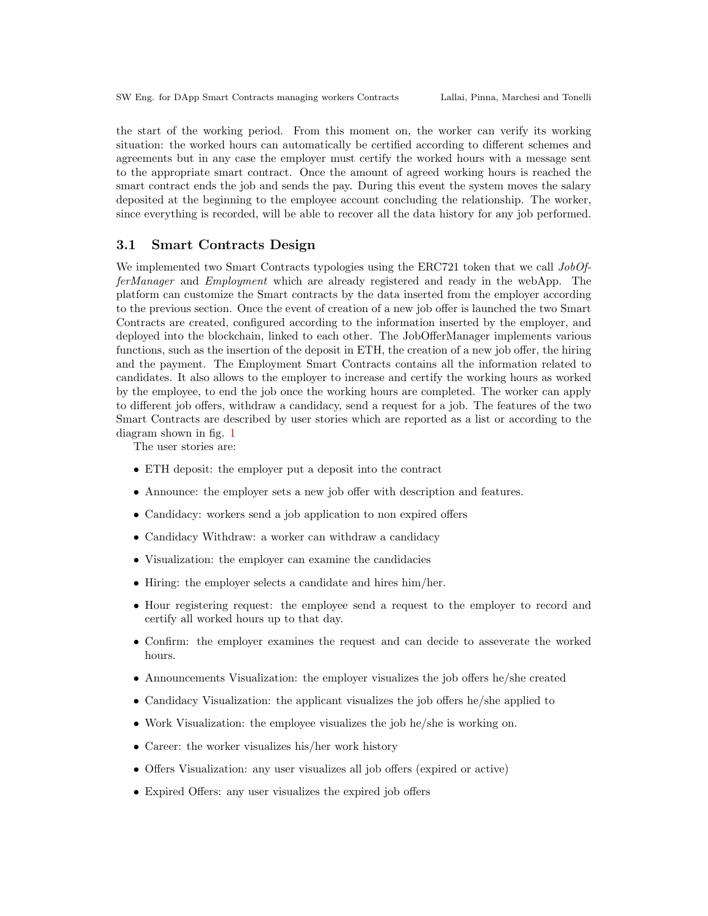the start of the working period. From this moment on, the worker can verify its working situation: the worked hours can automatically be certified according to different schemes and agreements but in any case the employer must certify the worked hours with a message sent to the appropriate smart contract. Once the amount of agreed working hours is reached the smart contract ends the job and sends the pay. During this event the system moves the salary deposited at the beginning to the employee account concluding the relationship. The worker, since everything is recorded, will be able to recover all the data history for any job performed.

### 3.1 Smart Contracts Design

We implemented two Smart Contracts typologies using the ERC721 token that we call *JobOfferManager* and *Employment* which are already registered and ready in the webApp. The platform can customize the Smart contracts by the data inserted from the employer according to the previous section. Once the event of creation of a new job offer is launched the two Smart Contracts are created, configured according to the information inserted by the employer, and deployed into the blockchain, linked to each other. The JobOfferManager implements various functions, such as the insertion of the deposit in ETH, the creation of a new job offer, the hiring and the payment. The Employment Smart Contracts contains all the information related to candidates. It also allows to the employer to increase and certify the working hours as worked by the employee, to end the job once the working hours are completed. The worker can apply to different job offers, withdraw a candidacy, send a request for a job. The features of the two Smart Contracts are described by user stories which are reported as a list or according to the diagram shown in fig. 1

The user stories are:

- ETH deposit: the employer put a deposit into the contract
- Announce: the employer sets a new job offer with description and features.
- Candidacy: workers send a job application to non expired offers
- Candidacy Withdraw: a worker can withdraw a candidacy
- Visualization: the employer can examine the candidacies
- Hiring: the employer selects a candidate and hires him/her.
- Hour registering request: the employee send a request to the employer to record and certify all worked hours up to that day.
- Confirm: the employer examines the request and can decide to asseverate the worked hours.
- Announcements Visualization: the employer visualizes the job offers he/she created
- Candidacy Visualization: the applicant visualizes the job offers he/she applied to
- Work Visualization: the employee visualizes the job he/she is working on.
- Career: the worker visualizes his/her work history
- Offers Visualization: any user visualizes all job offers (expired or active)
- Expired Offers: any user visualizes the expired job offers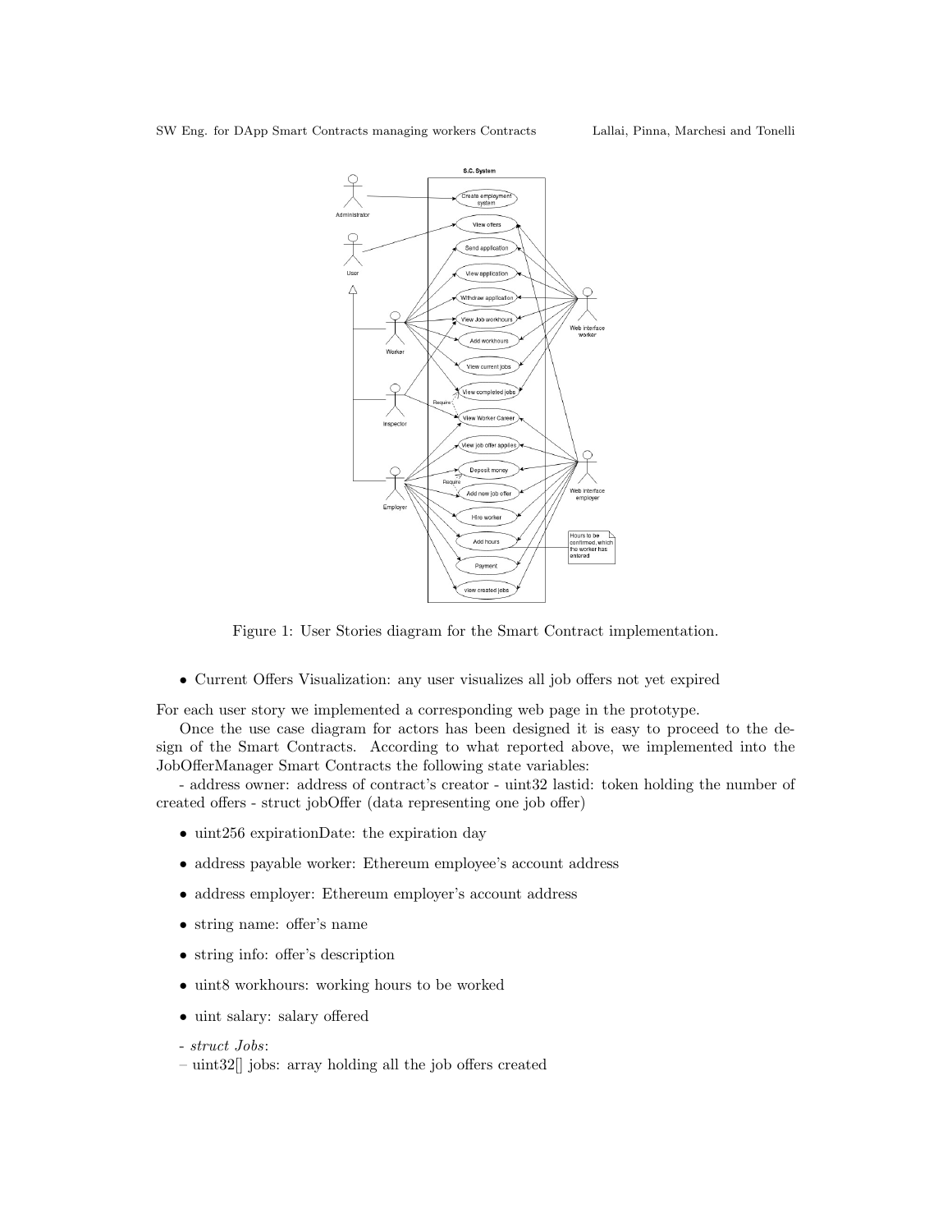Figure 1: User Stories diagram for the Smart Contract implementation.

- Current Offers Visualization: any user visualizes all job offers not yet expired

For each user story we implemented a corresponding web page in the prototype.

Once the use case diagram for actors has been designed it is easy to proceed to the design of the Smart Contracts. According to what reported above, we implemented into the JobOfferManager Smart Contracts the following state variables:

- address owner: address of contract's creator - uint32 lastid: token holding the number of created offers - struct jobOffer (data representing one job offer)

- uint256 expirationDate: the expiration day
- address payable worker: Ethereum employee's account address
- address employer: Ethereum employer's account address
- string name: offer's name
- string info: offer's description
- uint8 workhours: working hours to be worked
- uint salary: salary offered

- *struct Jobs*:
– uint32[] jobs: array holding all the job offers created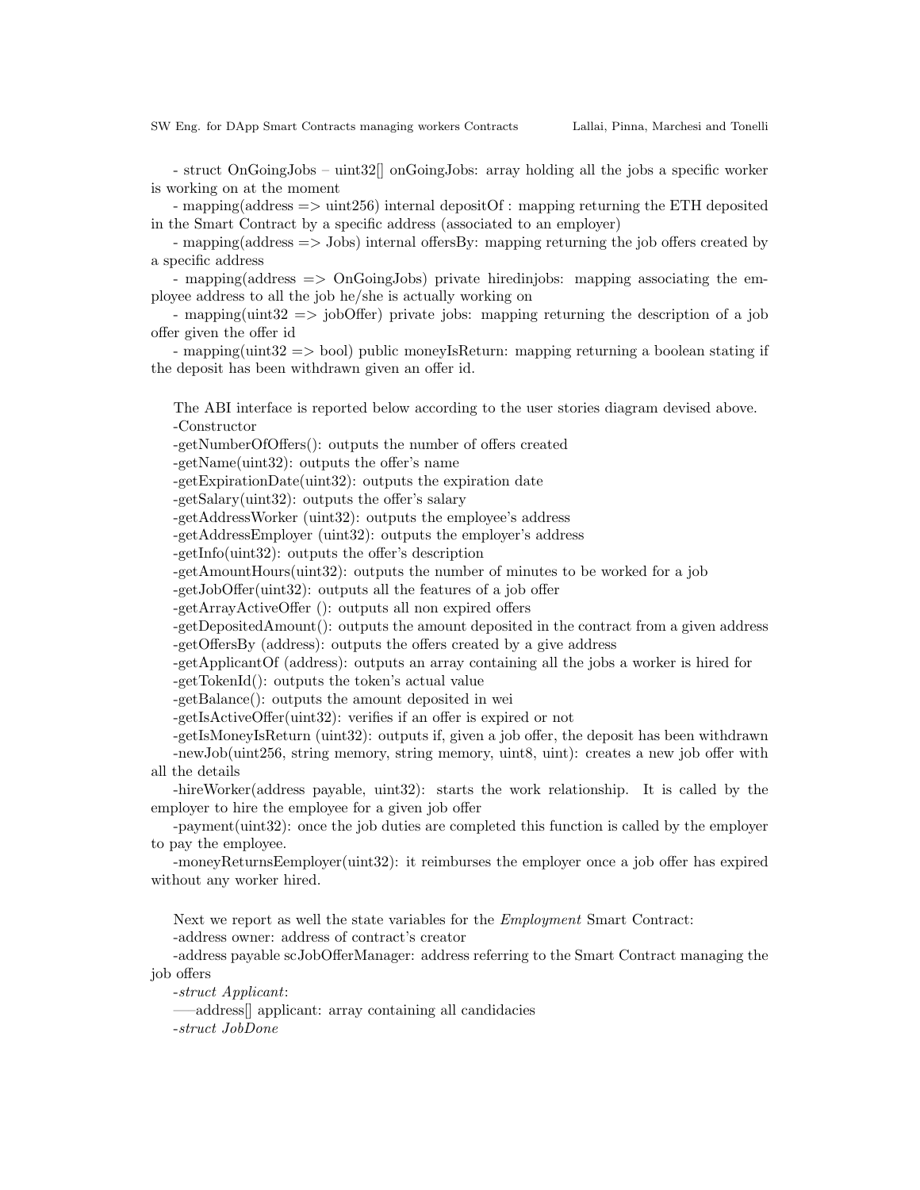- struct OnGoingJobs – uint32[] onGoingJobs: array holding all the jobs a specific worker is working on at the moment

- mapping(address => uint256) internal depositOf : mapping returning the ETH deposited in the Smart Contract by a specific address (associated to an employer)

- mapping(address => Jobs) internal offersBy: mapping returning the job offers created by a specific address

- mapping(address => OnGoingJobs) private hiredinjobs: mapping associating the employee address to all the job he/she is actually working on

- mapping(uint32 => jobOffer) private jobs: mapping returning the description of a job offer given the offer id

- mapping(uint32 => bool) public moneyIsReturn: mapping returning a boolean stating if the deposit has been withdrawn given an offer id.

The ABI interface is reported below according to the user stories diagram devised above.

-Constructor

-getNumberOfOffers(): outputs the number of offers created

-getName(uint32): outputs the offer's name

-getExpirationDate(uint32): outputs the expiration date

-getSalary(uint32): outputs the offer's salary

-getAddressWorker (uint32): outputs the employee's address

-getAddressEmployer (uint32): outputs the employer's address

-getInfo(uint32): outputs the offer's description

-getAmountHours(uint32): outputs the number of minutes to be worked for a job

-getJobOffer(uint32): outputs all the features of a job offer

-getArrayActiveOffer (): outputs all non expired offers

-getDepositedAmount(): outputs the amount deposited in the contract from a given address

-getOffersBy (address): outputs the offers created by a give address

-getApplicantOf (address): outputs an array containing all the jobs a worker is hired for

-getTokenId(): outputs the token's actual value

-getBalance(): outputs the amount deposited in wei

-getIsActiveOffer(uint32): verifies if an offer is expired or not

-getIsMoneyIsReturn (uint32): outputs if, given a job offer, the deposit has been withdrawn

-newJob(uint256, string memory, string memory, uint8, uint): creates a new job offer with all the details

-hireWorker(address payable, uint32): starts the work relationship. It is called by the employer to hire the employee for a given job offer

-payment(uint32): once the job duties are completed this function is called by the employer to pay the employee.

-moneyReturnsEemployer(uint32): it reimburses the employer once a job offer has expired without any worker hired.

Next we report as well the state variables for the *Employment* Smart Contract:

-address owner: address of contract's creator

-address payable scJobOfferManager: address referring to the Smart Contract managing the job offers

-*struct Applicant*:

—–address[] applicant: array containing all candidacies

-*struct JobDone*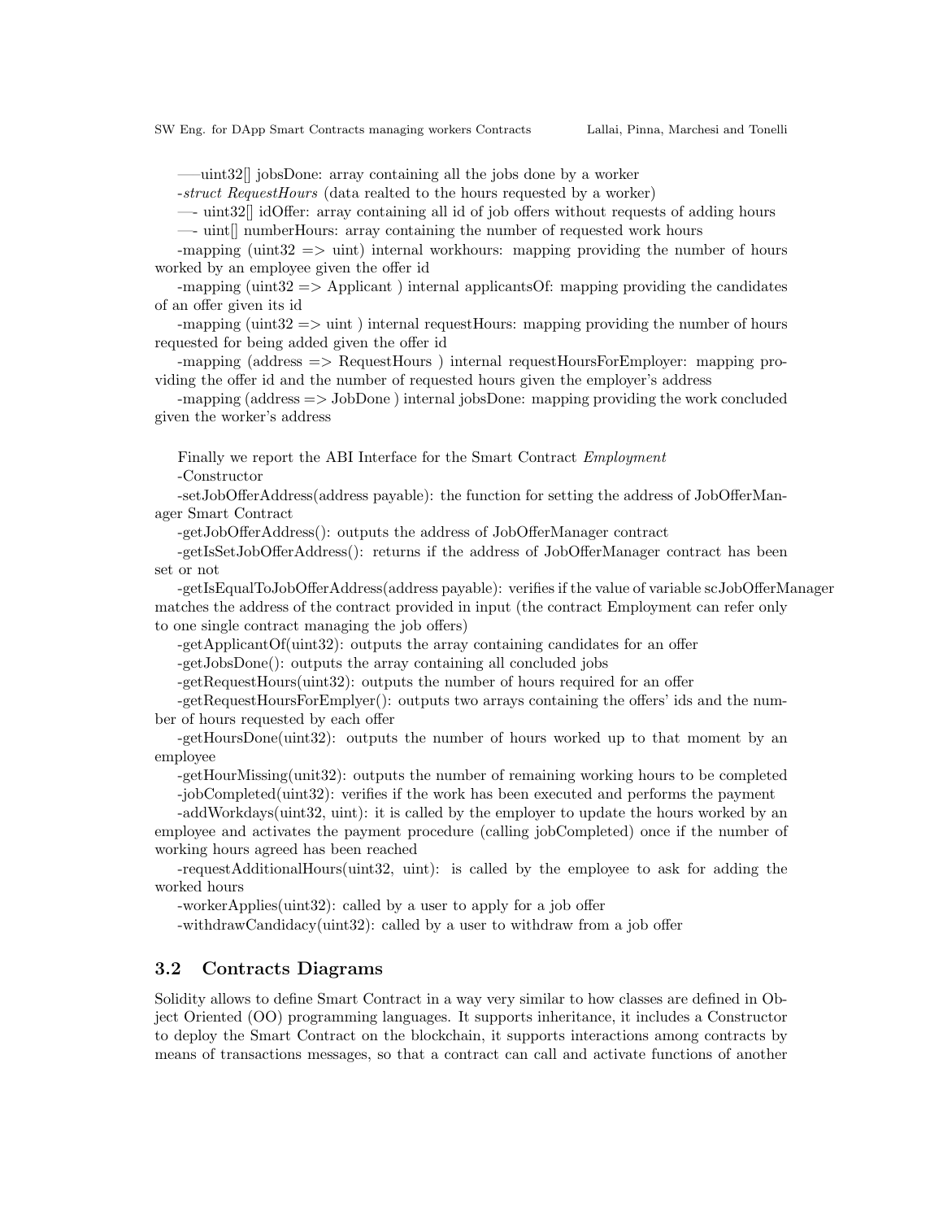——uint32[] jobsDone: array containing all the jobs done by a worker

-*struct RequestHours* (data realted to the hours requested by a worker)

—- uint32[] idOffer: array containing all id of job offers without requests of adding hours

—- uint[] numberHours: array containing the number of requested work hours

-mapping (uint32 => uint) internal workhours: mapping providing the number of hours worked by an employee given the offer id

-mapping (uint32 => Applicant ) internal applicantsOf: mapping providing the candidates of an offer given its id

-mapping (uint32 => uint ) internal requestHours: mapping providing the number of hours requested for being added given the offer id

-mapping (address => RequestHours ) internal requestHoursForEmployer: mapping providing the offer id and the number of requested hours given the employer's address

-mapping (address => JobDone ) internal jobsDone: mapping providing the work concluded given the worker's address

Finally we report the ABI Interface for the Smart Contract *Employment*

-Constructor

-setJobOfferAddress(address payable): the function for setting the address of JobOfferManager Smart Contract

-getJobOfferAddress(): outputs the address of JobOfferManager contract

-getIsSetJobOfferAddress(): returns if the address of JobOfferManager contract has been set or not

-getIsEqualToJobOfferAddress(address payable): verifies if the value of variable scJobOfferManager matches the address of the contract provided in input (the contract Employment can refer only to one single contract managing the job offers)

-getApplicantOf(uint32): outputs the array containing candidates for an offer

-getJobsDone(): outputs the array containing all concluded jobs

-getRequestHours(uint32): outputs the number of hours required for an offer

-getRequestHoursForEmplyer(): outputs two arrays containing the offers' ids and the number of hours requested by each offer

-getHoursDone(uint32): outputs the number of hours worked up to that moment by an employee

-getHourMissing(unit32): outputs the number of remaining working hours to be completed

-jobCompleted(uint32): verifies if the work has been executed and performs the payment

-addWorkdays(uint32, uint): it is called by the employer to update the hours worked by an employee and activates the payment procedure (calling jobCompleted) once if the number of working hours agreed has been reached

-requestAdditionalHours(uint32, uint): is called by the employee to ask for adding the worked hours

-workerApplies(uint32): called by a user to apply for a job offer

-withdrawCandidacy(uint32): called by a user to withdraw from a job offer

### 3.2 Contracts Diagrams

Solidity allows to define Smart Contract in a way very similar to how classes are defined in Object Oriented (OO) programming languages. It supports inheritance, it includes a Constructor to deploy the Smart Contract on the blockchain, it supports interactions among contracts by means of transactions messages, so that a contract can call and activate functions of another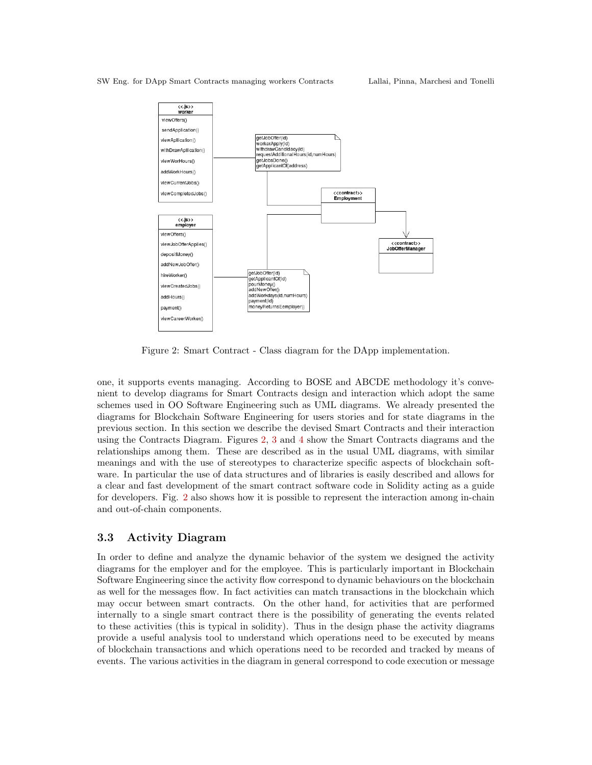Figure 2: Smart Contract - Class diagram for the DApp implementation.

one, it supports events managing. According to BOSE and ABCDE methodology it's convenient to develop diagrams for Smart Contracts design and interaction which adopt the same schemes used in OO Software Engineering such as UML diagrams. We already presented the diagrams for Blockchain Software Engineering for users stories and for state diagrams in the previous section. In this section we describe the devised Smart Contracts and their interaction using the Contracts Diagram. Figures 2, 3 and 4 show the Smart Contracts diagrams and the relationships among them. These are described as in the usual UML diagrams, with similar meanings and with the use of stereotypes to characterize specific aspects of blockchain software. In particular the use of data structures and of libraries is easily described and allows for a clear and fast development of the smart contract software code in Solidity acting as a guide for developers. Fig. 2 also shows how it is possible to represent the interaction among in-chain and out-of-chain components.

## 3.3 Activity Diagram

In order to define and analyze the dynamic behavior of the system we designed the activity diagrams for the employer and for the employee. This is particularly important in Blockchain Software Engineering since the activity flow correspond to dynamic behaviours on the blockchain as well for the messages flow. In fact activities can match transactions in the blockchain which may occur between smart contracts. On the other hand, for activities that are performed internally to a single smart contract there is the possibility of generating the events related to these activities (this is typical in solidity). Thus in the design phase the activity diagrams provide a useful analysis tool to understand which operations need to be executed by means of blockchain transactions and which operations need to be recorded and tracked by means of events. The various activities in the diagram in general correspond to code execution or message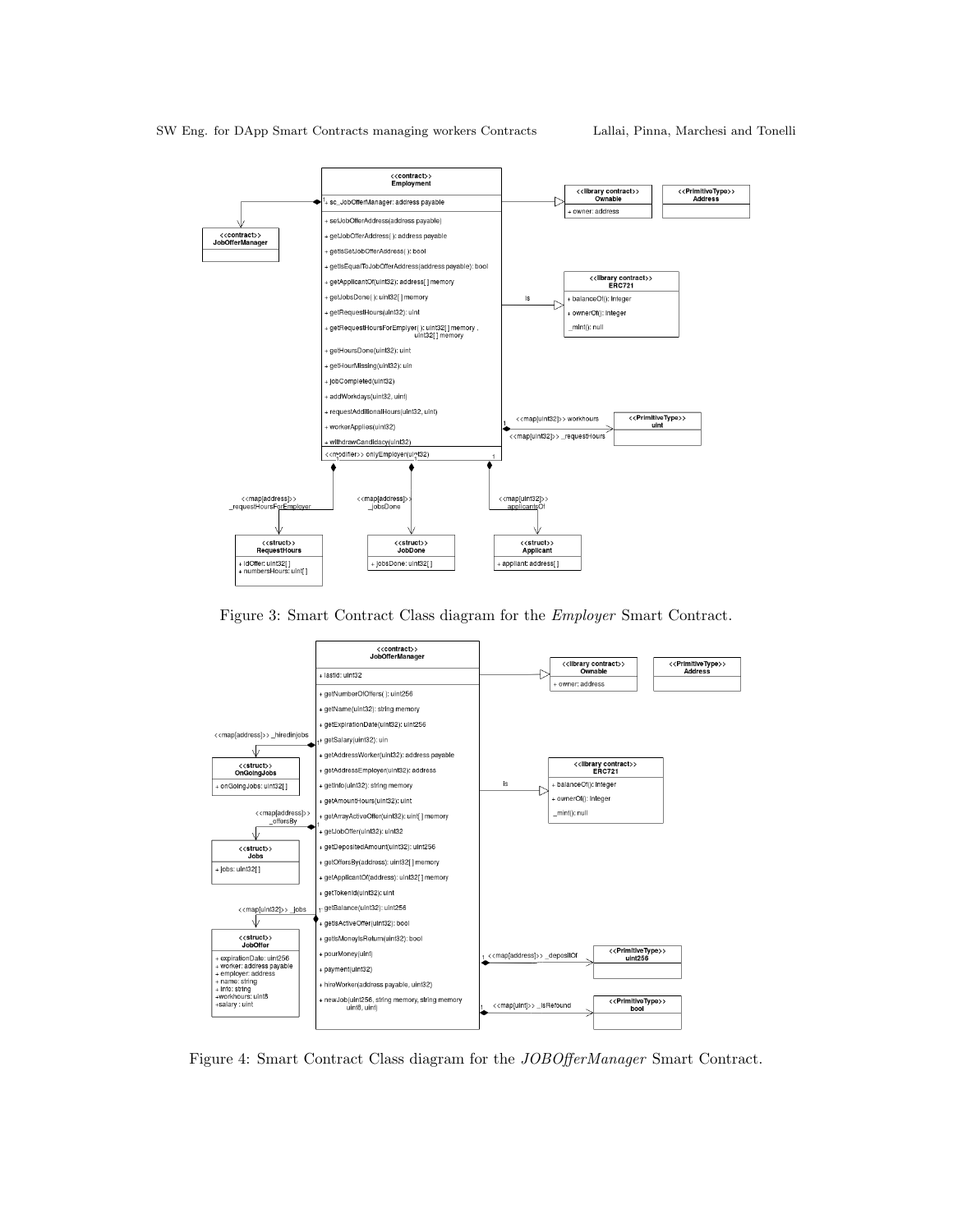Figure 3: Smart Contract Class diagram for the *Employer* Smart Contract.

Figure 4: Smart Contract Class diagram for the *JOBOfferManager* Smart Contract.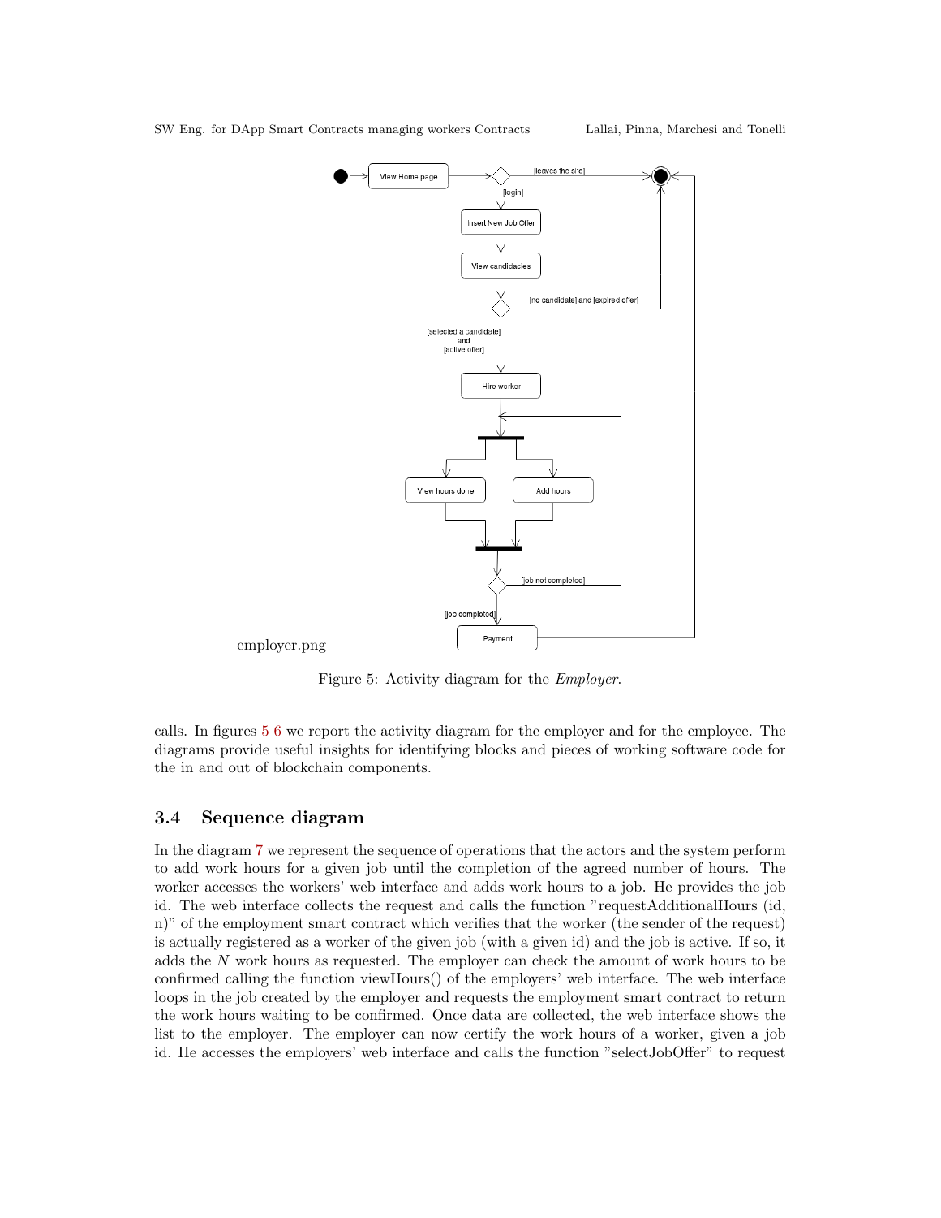employer.png

Figure 5: Activity diagram for the *Employer*.

calls. In figures 5 6 we report the activity diagram for the employer and for the employee. The diagrams provide useful insights for identifying blocks and pieces of working software code for the in and out of blockchain components.

### 3.4 Sequence diagram

In the diagram 7 we represent the sequence of operations that the actors and the system perform to add work hours for a given job until the completion of the agreed number of hours. The worker accesses the workers' web interface and adds work hours to a job. He provides the job id. The web interface collects the request and calls the function "requestAdditionalHours (id, n)" of the employment smart contract which verifies that the worker (the sender of the request) is actually registered as a worker of the given job (with a given id) and the job is active. If so, it adds the $N$ work hours as requested. The employer can check the amount of work hours to be confirmed calling the function viewHours() of the employers' web interface. The web interface loops in the job created by the employer and requests the employment smart contract to return the work hours waiting to be confirmed. Once data are collected, the web interface shows the list to the employer. The employer can now certify the work hours of a worker, given a job id. He accesses the employers' web interface and calls the function "selectJobOffer" to request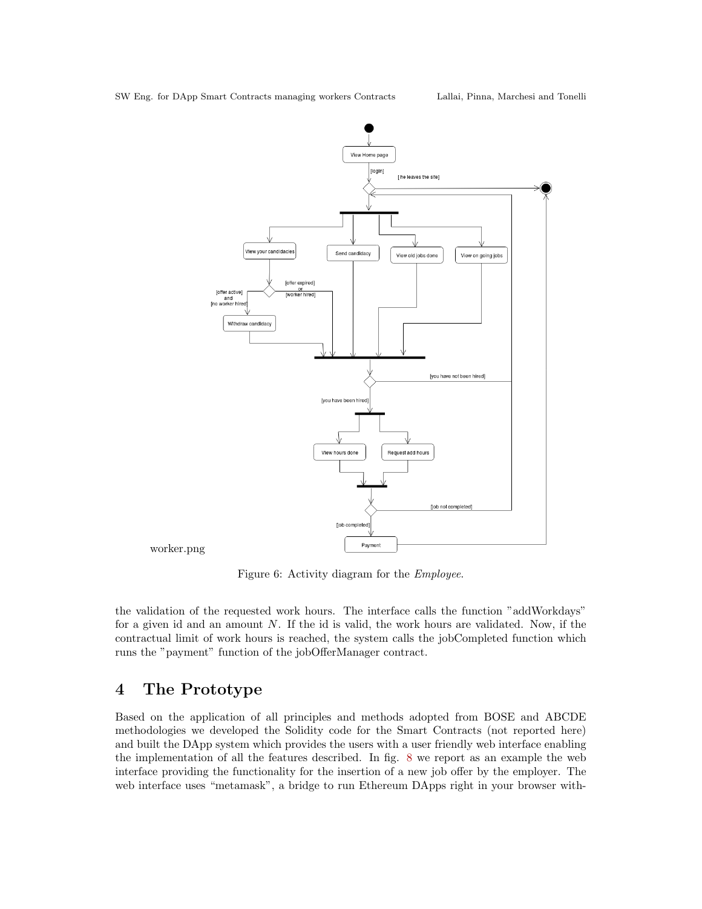worker.png

Figure 6: Activity diagram for the *Employee*.

the validation of the requested work hours. The interface calls the function "addWorkdays" for a given id and an amount $N$. If the id is valid, the work hours are validated. Now, if the contractual limit of work hours is reached, the system calls the jobCompleted function which runs the "payment" function of the jobOfferManager contract.

# 4 The Prototype

Based on the application of all principles and methods adopted from BOSE and ABCDE methodologies we developed the Solidity code for the Smart Contracts (not reported here) and built the DApp system which provides the users with a user friendly web interface enabling the implementation of all the features described. In fig. 8 we report as an example the web interface providing the functionality for the insertion of a new job offer by the employer. The web interface uses "metamask", a bridge to run Ethereum DApps right in your browser with-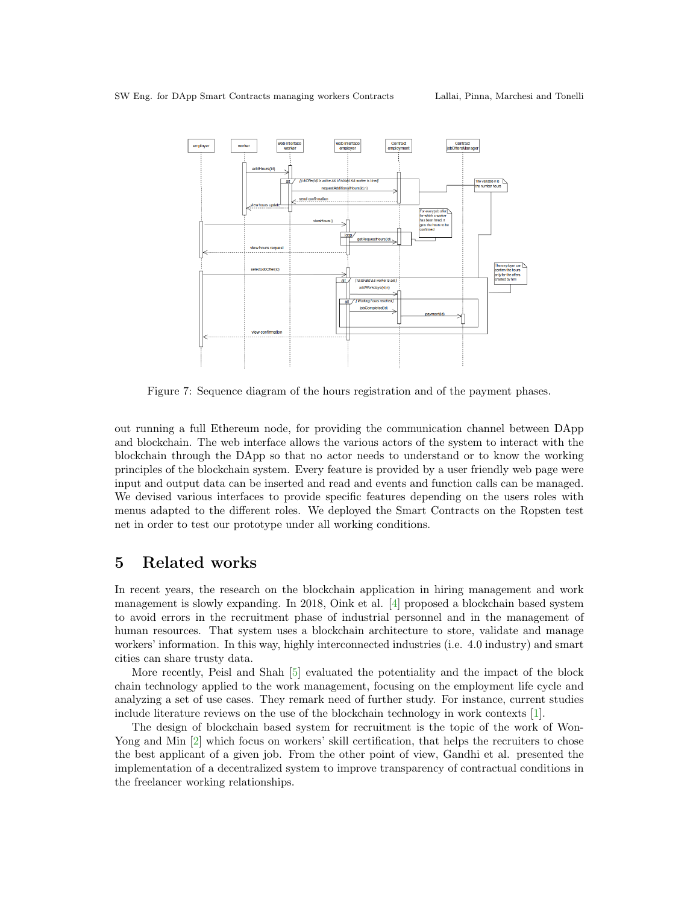Figure 7: Sequence diagram of the hours registration and of the payment phases.

out running a full Ethereum node, for providing the communication channel between DApp and blockchain. The web interface allows the various actors of the system to interact with the blockchain through the DApp so that no actor needs to understand or to know the working principles of the blockchain system. Every feature is provided by a user friendly web page were input and output data can be inserted and read and events and function calls can be managed. We devised various interfaces to provide specific features depending on the users roles with menus adapted to the different roles. We deployed the Smart Contracts on the Ropsten test net in order to test our prototype under all working conditions.

# 5 Related works

In recent years, the research on the blockchain application in hiring management and work management is slowly expanding. In 2018, Oink et al. [4] proposed a blockchain based system to avoid errors in the recruitment phase of industrial personnel and in the management of human resources. That system uses a blockchain architecture to store, validate and manage workers' information. In this way, highly interconnected industries (i.e. 4.0 industry) and smart cities can share trusty data.

More recently, Peisl and Shah [5] evaluated the potentiality and the impact of the block chain technology applied to the work management, focusing on the employment life cycle and analyzing a set of use cases. They remark need of further study. For instance, current studies include literature reviews on the use of the blockchain technology in work contexts [1].

The design of blockchain based system for recruitment is the topic of the work of Won-Yong and Min [2] which focus on workers' skill certification, that helps the recruiters to chose the best applicant of a given job. From the other point of view, Gandhi et al. presented the implementation of a decentralized system to improve transparency of contractual conditions in the freelancer working relationships.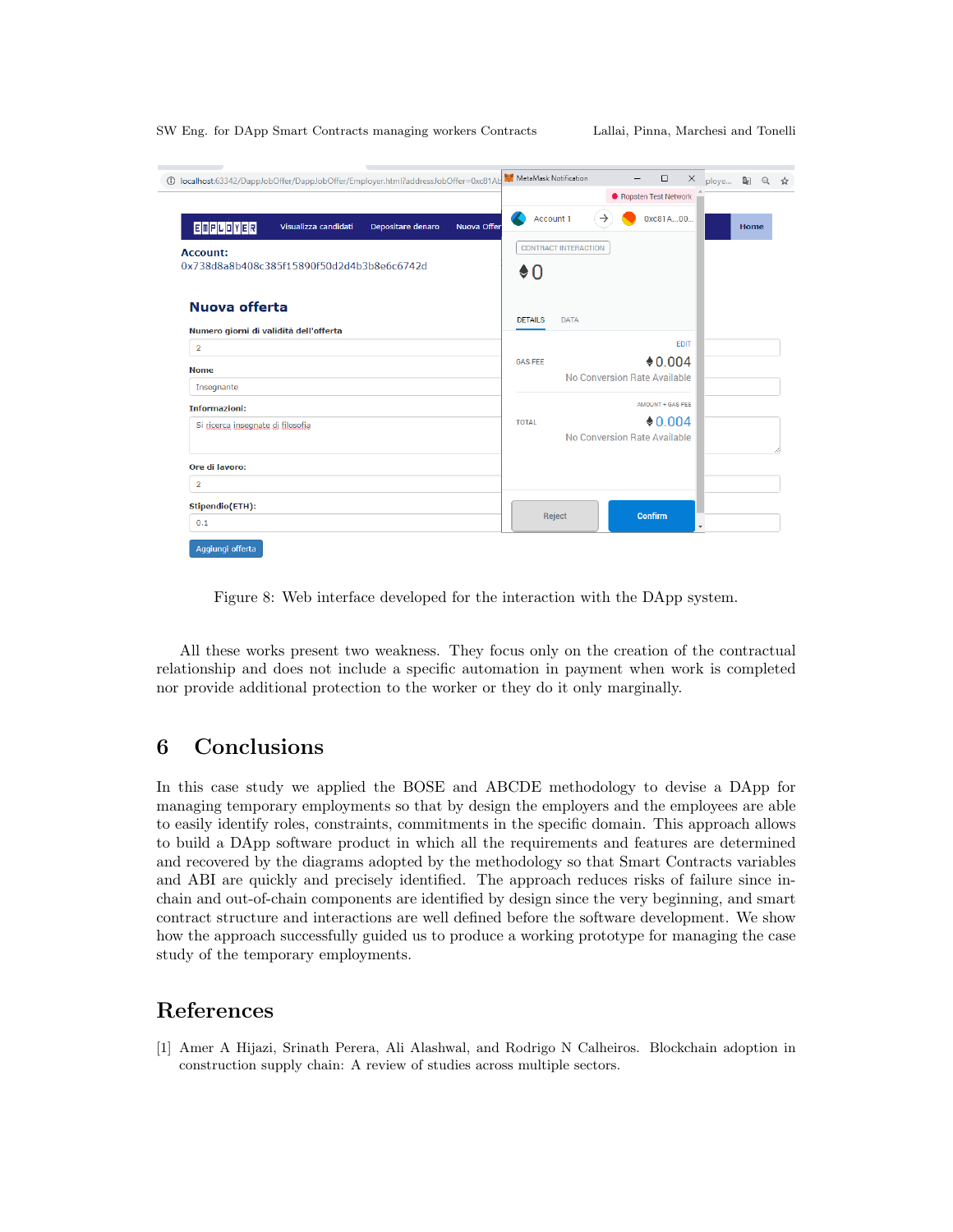Figure 8: Web interface developed for the interaction with the DApp system.

All these works present two weakness. They focus only on the creation of the contractual relationship and does not include a specific automation in payment when work is completed nor provide additional protection to the worker or they do it only marginally.

# 6 Conclusions

In this case study we applied the BOSE and ABCDE methodology to devise a DApp for managing temporary employments so that by design the employers and the employees are able to easily identify roles, constraints, commitments in the specific domain. This approach allows to build a DApp software product in which all the requirements and features are determined and recovered by the diagrams adopted by the methodology so that Smart Contracts variables and ABI are quickly and precisely identified. The approach reduces risks of failure since in-chain and out-of-chain components are identified by design since the very beginning, and smart contract structure and interactions are well defined before the software development. We show how the approach successfully guided us to produce a working prototype for managing the case study of the temporary employments.

# References

[1] Amer A Hijazi, Srinath Perera, Ali Alashwal, and Rodrigo N Calheiros. Blockchain adoption in construction supply chain: A review of studies across multiple sectors.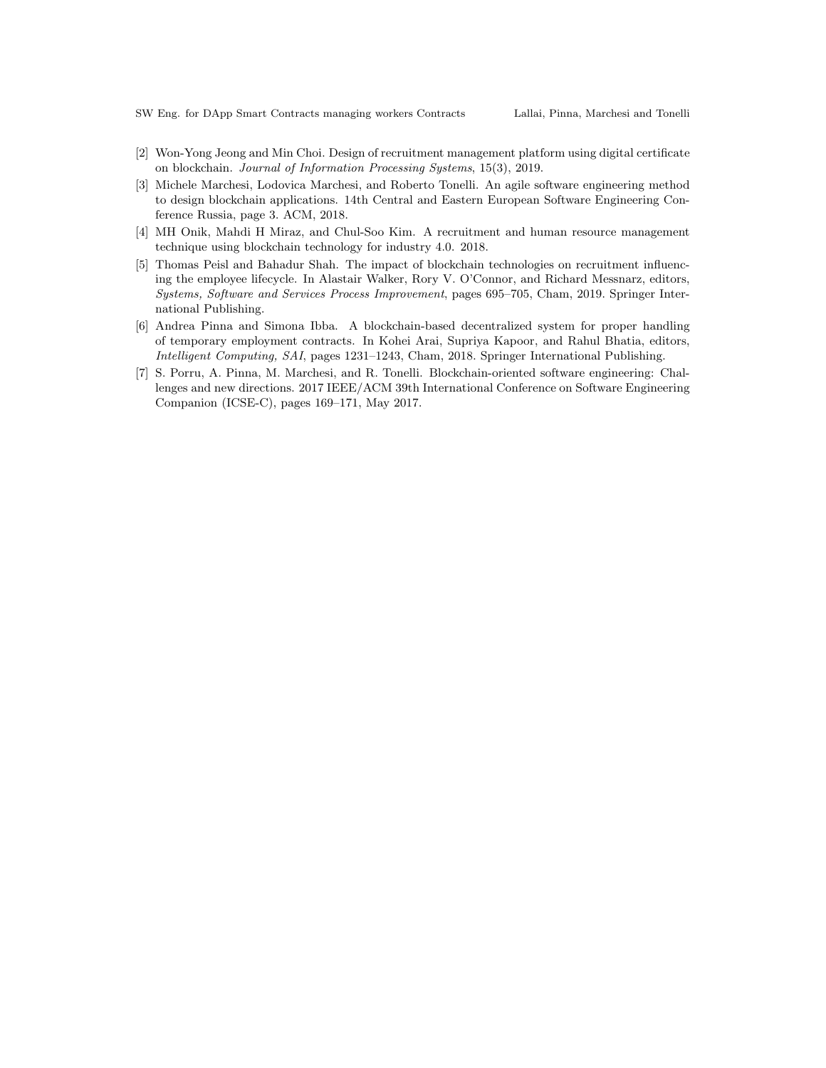[2] Won-Yong Jeong and Min Choi. Design of recruitment management platform using digital certificate on blockchain. *Journal of Information Processing Systems*, 15(3), 2019.

[3] Michele Marchesi, Lodovica Marchesi, and Roberto Tonelli. An agile software engineering method to design blockchain applications. 14th Central and Eastern European Software Engineering Conference Russia, page 3. ACM, 2018.

[4] MH Onik, Mahdi H Miraz, and Chul-Soo Kim. A recruitment and human resource management technique using blockchain technology for industry 4.0. 2018.

[5] Thomas Peisl and Bahadur Shah. The impact of blockchain technologies on recruitment influencing the employee lifecycle. In Alastair Walker, Rory V. O'Connor, and Richard Messnarz, editors, *Systems, Software and Services Process Improvement*, pages 695–705, Cham, 2019. Springer International Publishing.

[6] Andrea Pinna and Simona Ibba. A blockchain-based decentralized system for proper handling of temporary employment contracts. In Kohei Arai, Supriya Kapoor, and Rahul Bhatia, editors, *Intelligent Computing, SAI*, pages 1231–1243, Cham, 2018. Springer International Publishing.

[7] S. Porru, A. Pinna, M. Marchesi, and R. Tonelli. Blockchain-oriented software engineering: Challenges and new directions. 2017 IEEE/ACM 39th International Conference on Software Engineering Companion (ICSE-C), pages 169–171, May 2017.